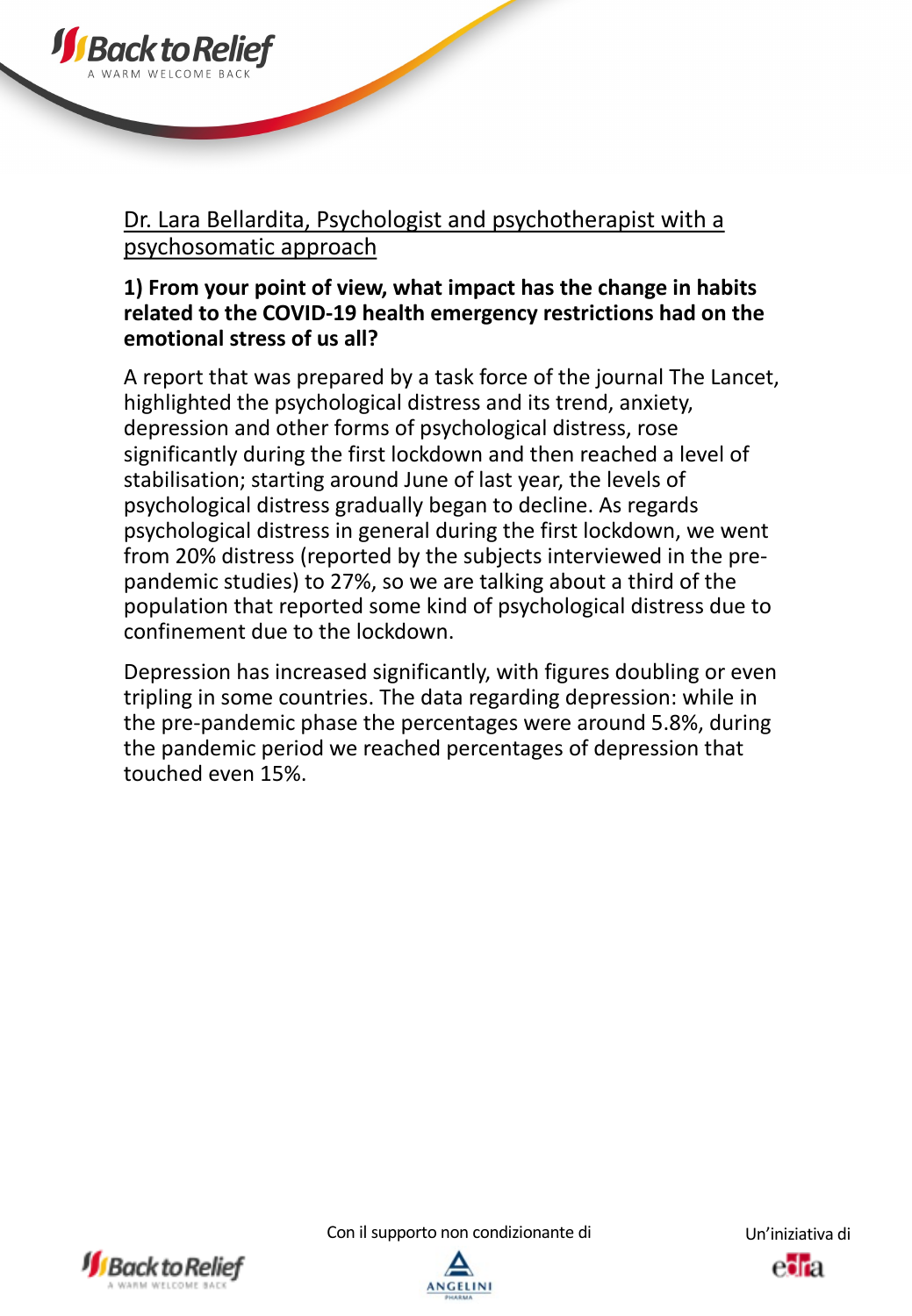Dr. Lara Bellardita, Psychologist and psychotherapist with a psychosomatic approach

**1) From your point of view, what impact has the change in habits related to the COVID-19 health emergency restrictions had on the emotional stress of us all?**

A report that was prepared by a task force of the journal The Lancet, highlighted the psychological distress and its trend, anxiety, depression and other forms of psychological distress, rose significantly during the first lockdown and then reached a level of stabilisation; starting around June of last year, the levels of psychological distress gradually began to decline. As regards psychological distress in general during the first lockdown, we went from 20% distress (reported by the subjects interviewed in the pre-pandemic studies) to 27%, so we are talking about a third of the population that reported some kind of psychological distress due to confinement due to the lockdown.

Depression has increased significantly, with figures doubling or even tripling in some countries. The data regarding depression: while in the pre-pandemic phase the percentages were around 5.8%, during the pandemic period we reached percentages of depression that touched even 15%.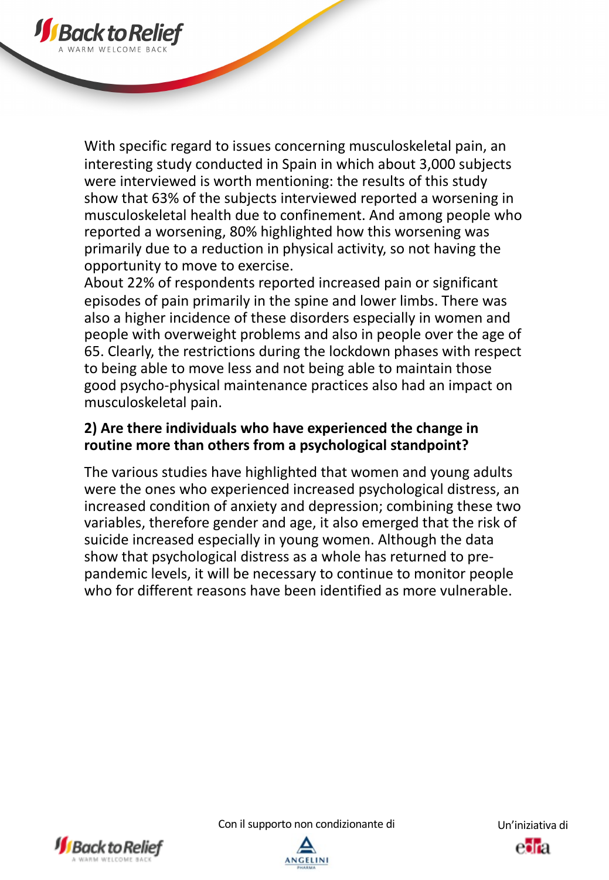With specific regard to issues concerning musculoskeletal pain, an interesting study conducted in Spain in which about 3,000 subjects were interviewed is worth mentioning: the results of this study show that 63% of the subjects interviewed reported a worsening in musculoskeletal health due to confinement. And among people who reported a worsening, 80% highlighted how this worsening was primarily due to a reduction in physical activity, so not having the opportunity to move to exercise.
About 22% of respondents reported increased pain or significant episodes of pain primarily in the spine and lower limbs. There was also a higher incidence of these disorders especially in women and people with overweight problems and also in people over the age of 65. Clearly, the restrictions during the lockdown phases with respect to being able to move less and not being able to maintain those good psycho-physical maintenance practices also had an impact on musculoskeletal pain.

**2) Are there individuals who have experienced the change in routine more than others from a psychological standpoint?**

The various studies have highlighted that women and young adults were the ones who experienced increased psychological distress, an increased condition of anxiety and depression; combining these two variables, therefore gender and age, it also emerged that the risk of suicide increased especially in young women. Although the data show that psychological distress as a whole has returned to pre-pandemic levels, it will be necessary to continue to monitor people who for different reasons have been identified as more vulnerable.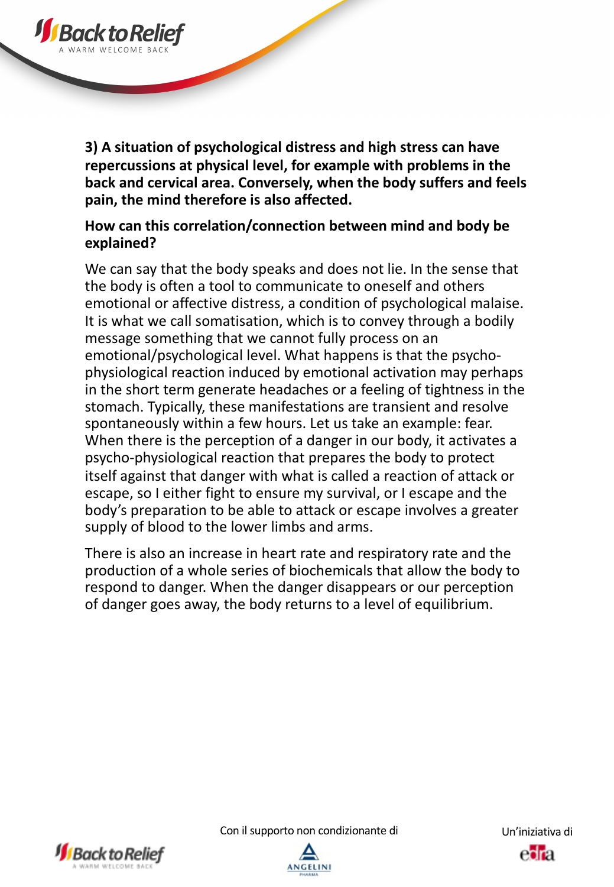**3) A situation of psychological distress and high stress can have repercussions at physical level, for example with problems in the back and cervical area. Conversely, when the body suffers and feels pain, the mind therefore is also affected.**

**How can this correlation/connection between mind and body be explained?**

We can say that the body speaks and does not lie. In the sense that the body is often a tool to communicate to oneself and others emotional or affective distress, a condition of psychological malaise. It is what we call somatisation, which is to convey through a bodily message something that we cannot fully process on an emotional/psychological level. What happens is that the psycho-physiological reaction induced by emotional activation may perhaps in the short term generate headaches or a feeling of tightness in the stomach. Typically, these manifestations are transient and resolve spontaneously within a few hours. Let us take an example: fear. When there is the perception of a danger in our body, it activates a psycho-physiological reaction that prepares the body to protect itself against that danger with what is called a reaction of attack or escape, so I either fight to ensure my survival, or I escape and the body's preparation to be able to attack or escape involves a greater supply of blood to the lower limbs and arms.

There is also an increase in heart rate and respiratory rate and the production of a whole series of biochemicals that allow the body to respond to danger. When the danger disappears or our perception of danger goes away, the body returns to a level of equilibrium.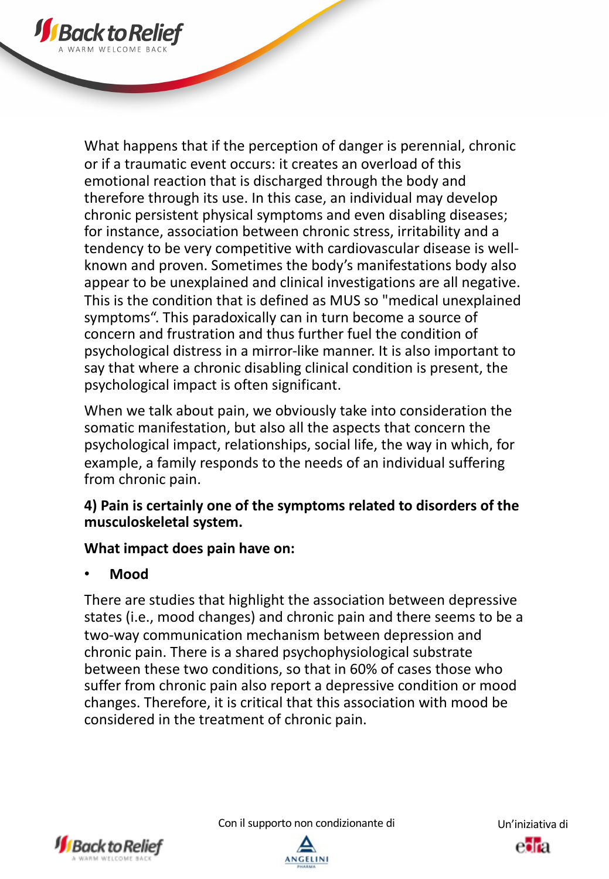What happens that if the perception of danger is perennial, chronic or if a traumatic event occurs: it creates an overload of this emotional reaction that is discharged through the body and therefore through its use. In this case, an individual may develop chronic persistent physical symptoms and even disabling diseases; for instance, association between chronic stress, irritability and a tendency to be very competitive with cardiovascular disease is well-known and proven. Sometimes the body's manifestations body also appear to be unexplained and clinical investigations are all negative. This is the condition that is defined as MUS so "medical unexplained symptoms". This paradoxically can in turn become a source of concern and frustration and thus further fuel the condition of psychological distress in a mirror-like manner. It is also important to say that where a chronic disabling clinical condition is present, the psychological impact is often significant.

When we talk about pain, we obviously take into consideration the somatic manifestation, but also all the aspects that concern the psychological impact, relationships, social life, the way in which, for example, a family responds to the needs of an individual suffering from chronic pain.

**4) Pain is certainly one of the symptoms related to disorders of the musculoskeletal system.**

**What impact does pain have on:**

- **Mood**

There are studies that highlight the association between depressive states (i.e., mood changes) and chronic pain and there seems to be a two-way communication mechanism between depression and chronic pain. There is a shared psychophysiological substrate between these two conditions, so that in 60% of cases those who suffer from chronic pain also report a depressive condition or mood changes. Therefore, it is critical that this association with mood be considered in the treatment of chronic pain.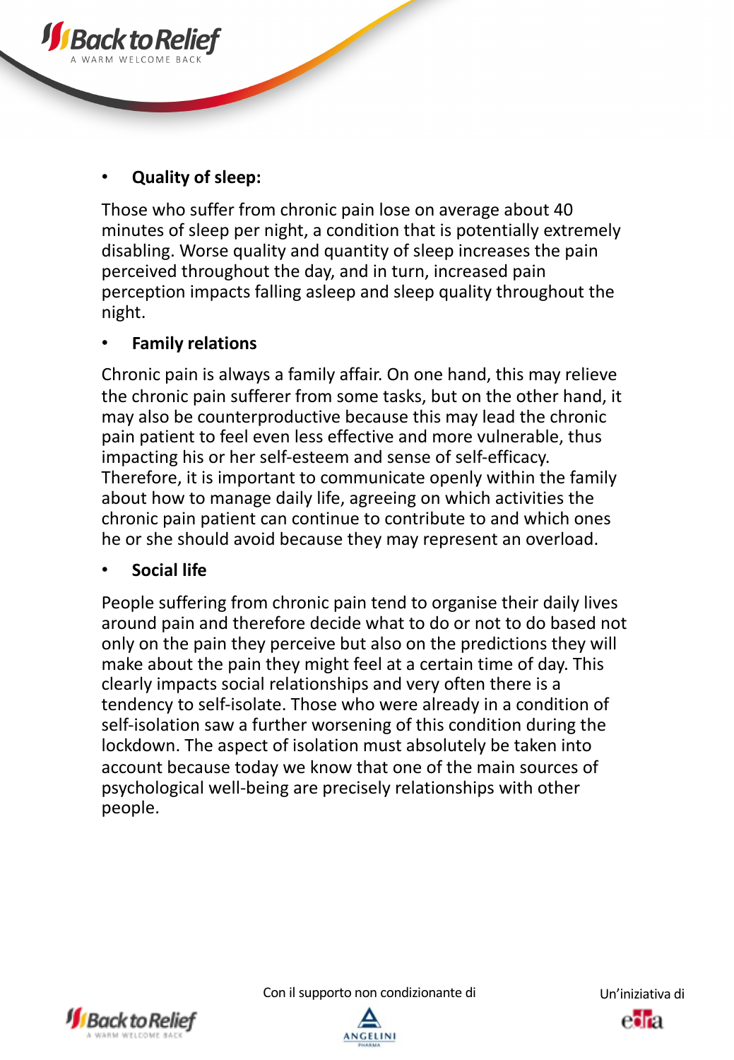- **Quality of sleep:**

Those who suffer from chronic pain lose on average about 40 minutes of sleep per night, a condition that is potentially extremely disabling. Worse quality and quantity of sleep increases the pain perceived throughout the day, and in turn, increased pain perception impacts falling asleep and sleep quality throughout the night.

- **Family relations**

Chronic pain is always a family affair. On one hand, this may relieve the chronic pain sufferer from some tasks, but on the other hand, it may also be counterproductive because this may lead the chronic pain patient to feel even less effective and more vulnerable, thus impacting his or her self-esteem and sense of self-efficacy. Therefore, it is important to communicate openly within the family about how to manage daily life, agreeing on which activities the chronic pain patient can continue to contribute to and which ones he or she should avoid because they may represent an overload.

- **Social life**

People suffering from chronic pain tend to organise their daily lives around pain and therefore decide what to do or not to do based not only on the pain they perceive but also on the predictions they will make about the pain they might feel at a certain time of day. This clearly impacts social relationships and very often there is a tendency to self-isolate. Those who were already in a condition of self-isolation saw a further worsening of this condition during the lockdown. The aspect of isolation must absolutely be taken into account because today we know that one of the main sources of psychological well-being are precisely relationships with other people.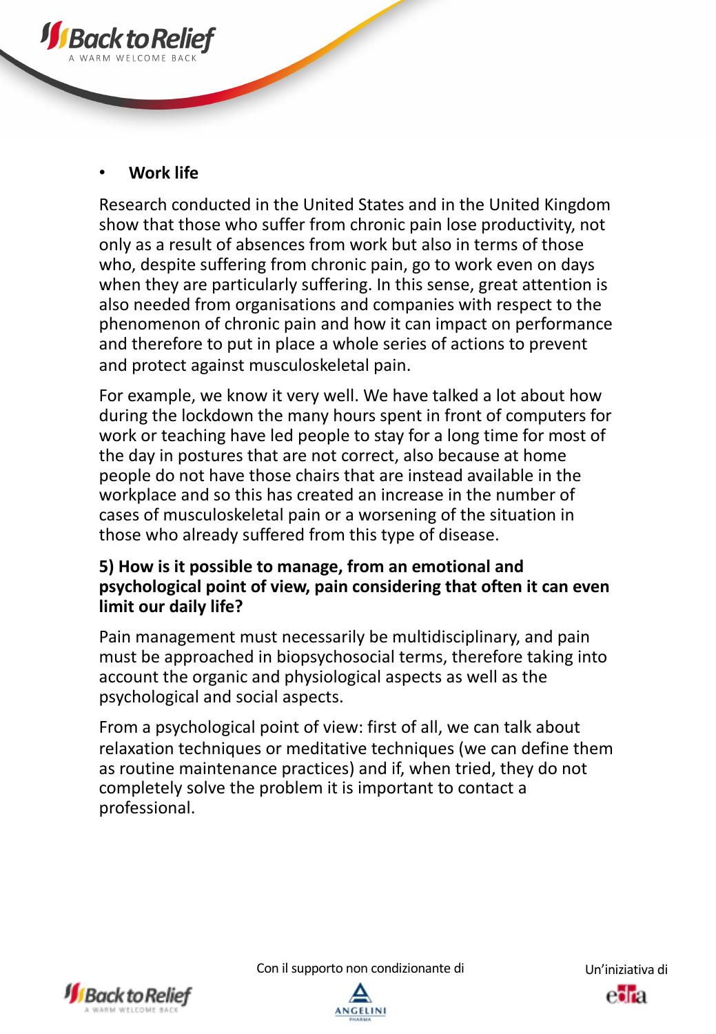- **Work life**

Research conducted in the United States and in the United Kingdom show that those who suffer from chronic pain lose productivity, not only as a result of absences from work but also in terms of those who, despite suffering from chronic pain, go to work even on days when they are particularly suffering. In this sense, great attention is also needed from organisations and companies with respect to the phenomenon of chronic pain and how it can impact on performance and therefore to put in place a whole series of actions to prevent and protect against musculoskeletal pain.

For example, we know it very well. We have talked a lot about how during the lockdown the many hours spent in front of computers for work or teaching have led people to stay for a long time for most of the day in postures that are not correct, also because at home people do not have those chairs that are instead available in the workplace and so this has created an increase in the number of cases of musculoskeletal pain or a worsening of the situation in those who already suffered from this type of disease.

**5) How is it possible to manage, from an emotional and psychological point of view, pain considering that often it can even limit our daily life?**

Pain management must necessarily be multidisciplinary, and pain must be approached in biopsychosocial terms, therefore taking into account the organic and physiological aspects as well as the psychological and social aspects.

From a psychological point of view: first of all, we can talk about relaxation techniques or meditative techniques (we can define them as routine maintenance practices) and if, when tried, they do not completely solve the problem it is important to contact a professional.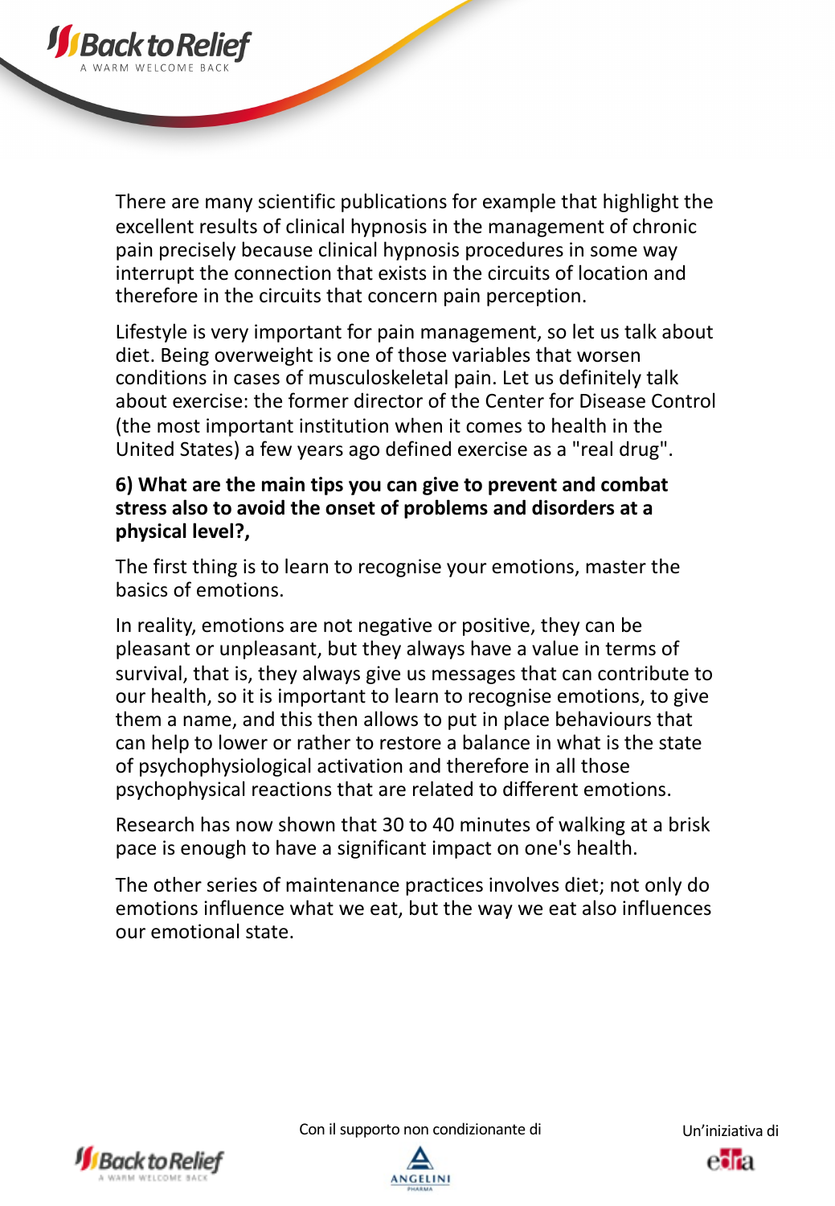There are many scientific publications for example that highlight the excellent results of clinical hypnosis in the management of chronic pain precisely because clinical hypnosis procedures in some way interrupt the connection that exists in the circuits of location and therefore in the circuits that concern pain perception.

Lifestyle is very important for pain management, so let us talk about diet. Being overweight is one of those variables that worsen conditions in cases of musculoskeletal pain. Let us definitely talk about exercise: the former director of the Center for Disease Control (the most important institution when it comes to health in the United States) a few years ago defined exercise as a "real drug".

**6) What are the main tips you can give to prevent and combat stress also to avoid the onset of problems and disorders at a physical level?,**

The first thing is to learn to recognise your emotions, master the basics of emotions.

In reality, emotions are not negative or positive, they can be pleasant or unpleasant, but they always have a value in terms of survival, that is, they always give us messages that can contribute to our health, so it is important to learn to recognise emotions, to give them a name, and this then allows to put in place behaviours that can help to lower or rather to restore a balance in what is the state of psychophysiological activation and therefore in all those psychophysical reactions that are related to different emotions.

Research has now shown that 30 to 40 minutes of walking at a brisk pace is enough to have a significant impact on one's health.

The other series of maintenance practices involves diet; not only do emotions influence what we eat, but the way we eat also influences our emotional state.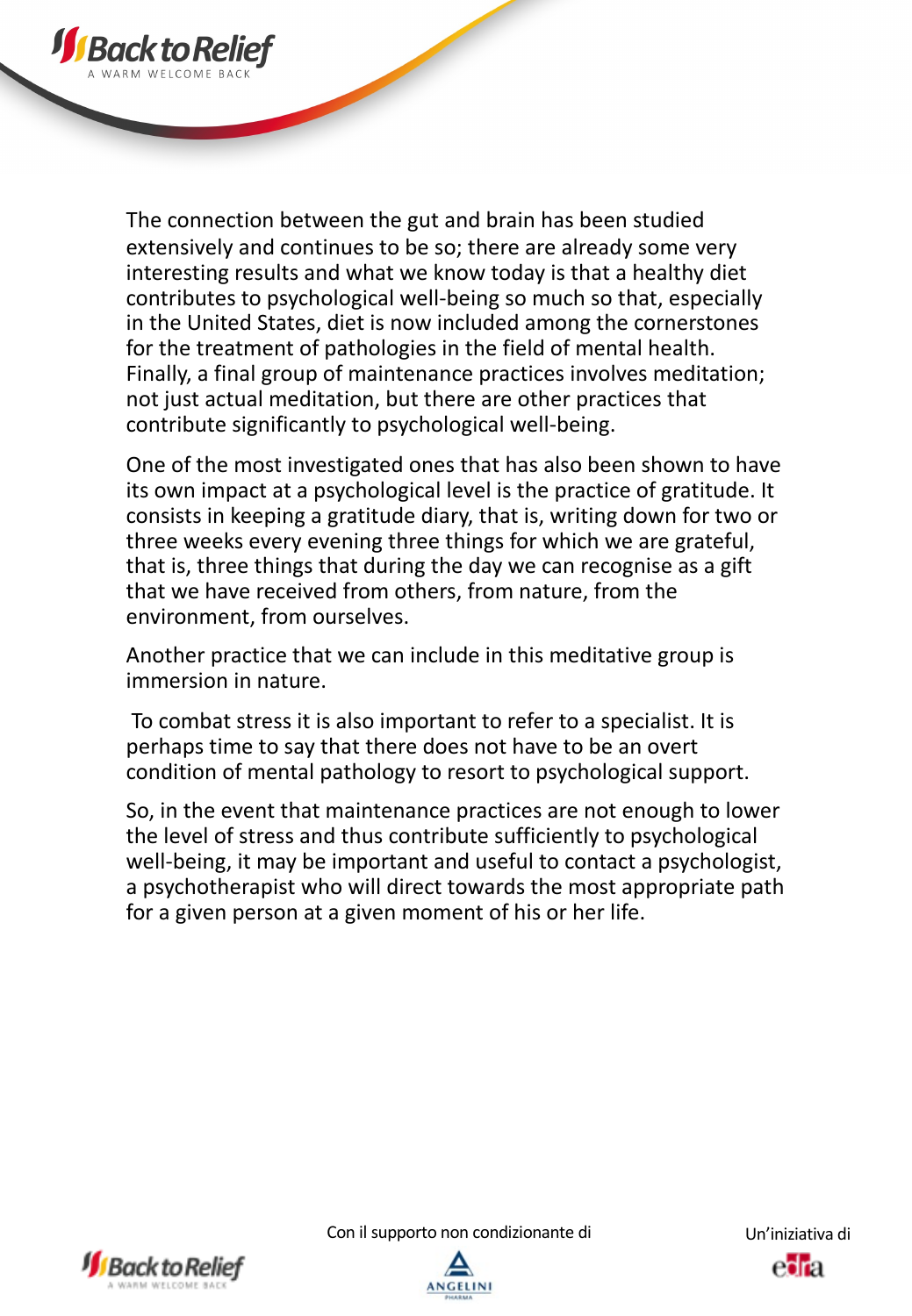The connection between the gut and brain has been studied extensively and continues to be so; there are already some very interesting results and what we know today is that a healthy diet contributes to psychological well-being so much so that, especially in the United States, diet is now included among the cornerstones for the treatment of pathologies in the field of mental health. Finally, a final group of maintenance practices involves meditation; not just actual meditation, but there are other practices that contribute significantly to psychological well-being.

One of the most investigated ones that has also been shown to have its own impact at a psychological level is the practice of gratitude. It consists in keeping a gratitude diary, that is, writing down for two or three weeks every evening three things for which we are grateful, that is, three things that during the day we can recognise as a gift that we have received from others, from nature, from the environment, from ourselves.

Another practice that we can include in this meditative group is immersion in nature.

To combat stress it is also important to refer to a specialist. It is perhaps time to say that there does not have to be an overt condition of mental pathology to resort to psychological support.

So, in the event that maintenance practices are not enough to lower the level of stress and thus contribute sufficiently to psychological well-being, it may be important and useful to contact a psychologist, a psychotherapist who will direct towards the most appropriate path for a given person at a given moment of his or her life.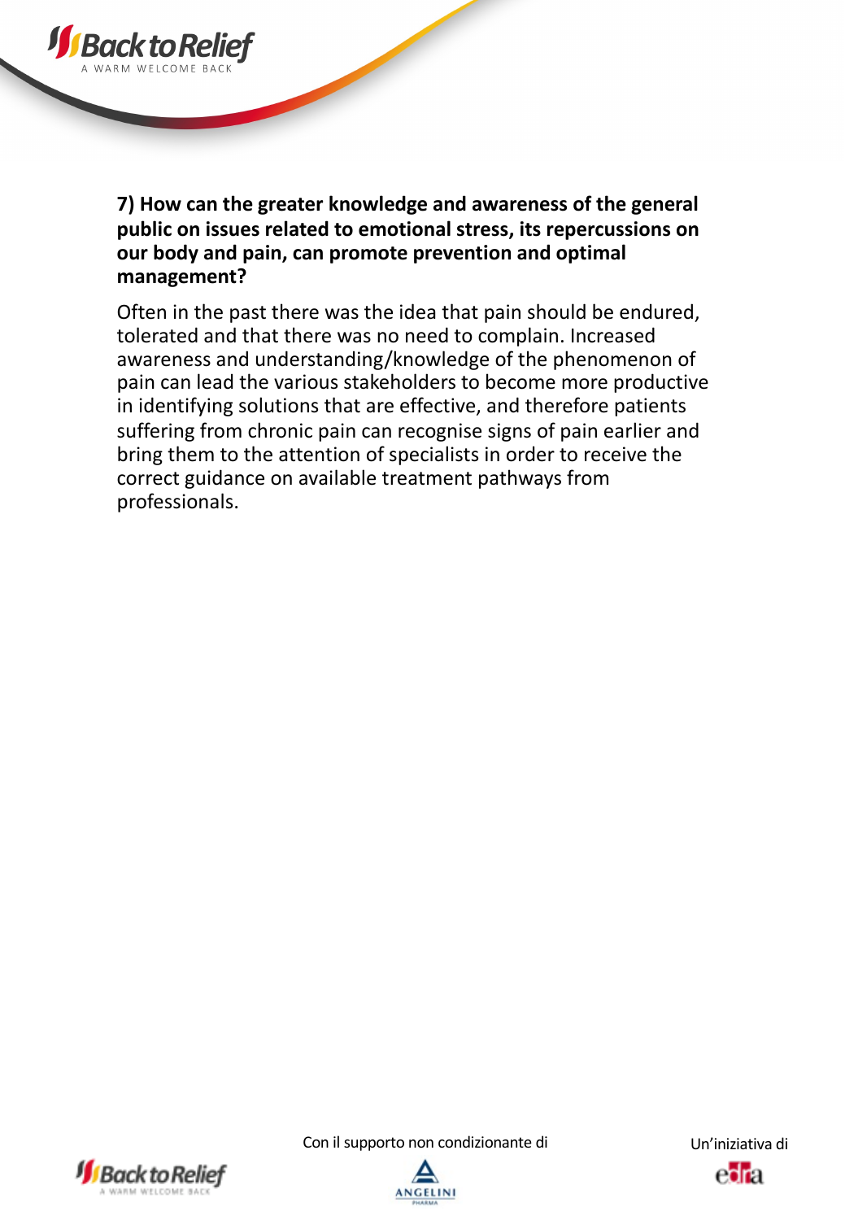**7) How can the greater knowledge and awareness of the general public on issues related to emotional stress, its repercussions on our body and pain, can promote prevention and optimal management?**

Often in the past there was the idea that pain should be endured, tolerated and that there was no need to complain. Increased awareness and understanding/knowledge of the phenomenon of pain can lead the various stakeholders to become more productive in identifying solutions that are effective, and therefore patients suffering from chronic pain can recognise signs of pain earlier and bring them to the attention of specialists in order to receive the correct guidance on available treatment pathways from professionals.